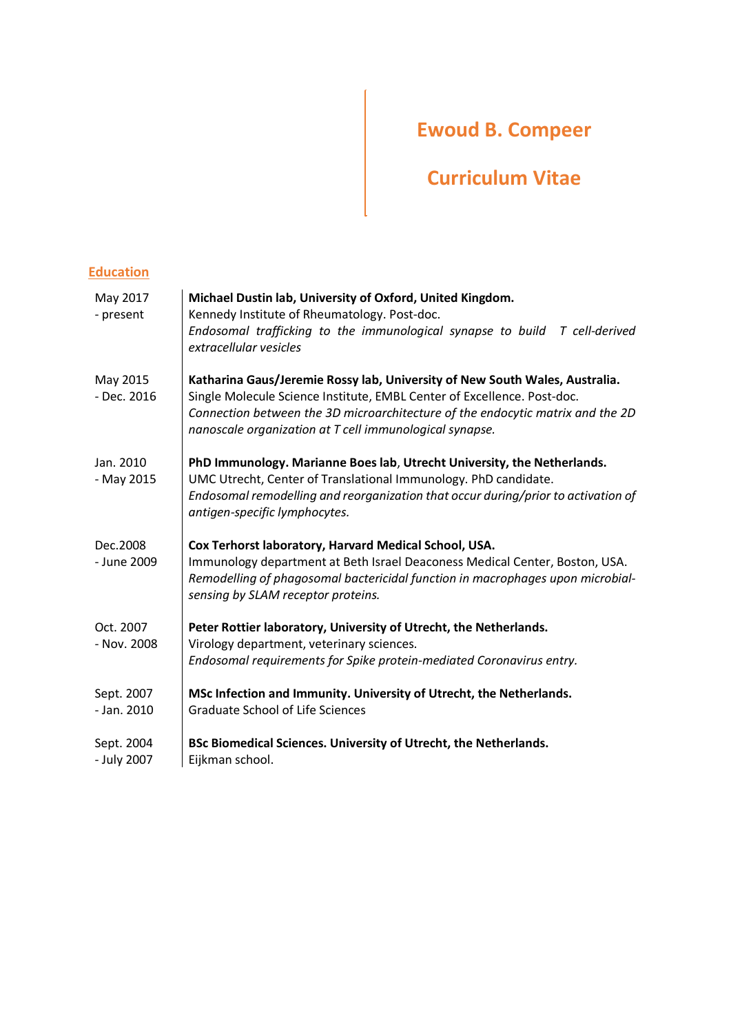# Ewoud B. Compeer

# Curriculum Vitae

## Education

| | |
|---|---|
| May 2017 - present | **Michael Dustin lab, University of Oxford, United Kingdom.** Kennedy Institute of Rheumatology. Post-doc. *Endosomal trafficking to the immunological synapse to build T cell-derived extracellular vesicles* |
| May 2015 - Dec. 2016 | **Katharina Gaus/Jeremie Rossy lab, University of New South Wales, Australia.** Single Molecule Science Institute, EMBL Center of Excellence. Post-doc. *Connection between the 3D microarchitecture of the endocytic matrix and the 2D nanoscale organization at T cell immunological synapse.* |
| Jan. 2010 - May 2015 | **PhD Immunology. Marianne Boes lab**, **Utrecht University, the Netherlands.** UMC Utrecht, Center of Translational Immunology. PhD candidate. *Endosomal remodelling and reorganization that occur during/prior to activation of antigen-specific lymphocytes.* |
| Dec.2008 - June 2009 | **Cox Terhorst laboratory, Harvard Medical School, USA.** Immunology department at Beth Israel Deaconess Medical Center, Boston, USA. *Remodelling of phagosomal bactericidal function in macrophages upon microbial-sensing by SLAM receptor proteins.* |
| Oct. 2007 - Nov. 2008 | **Peter Rottier laboratory, University of Utrecht, the Netherlands.** Virology department, veterinary sciences. *Endosomal requirements for Spike protein-mediated Coronavirus entry.* |
| Sept. 2007 - Jan. 2010 | **MSc Infection and Immunity. University of Utrecht, the Netherlands.** Graduate School of Life Sciences |
| Sept. 2004 - July 2007 | **BSc Biomedical Sciences. University of Utrecht, the Netherlands.** Eijkman school. |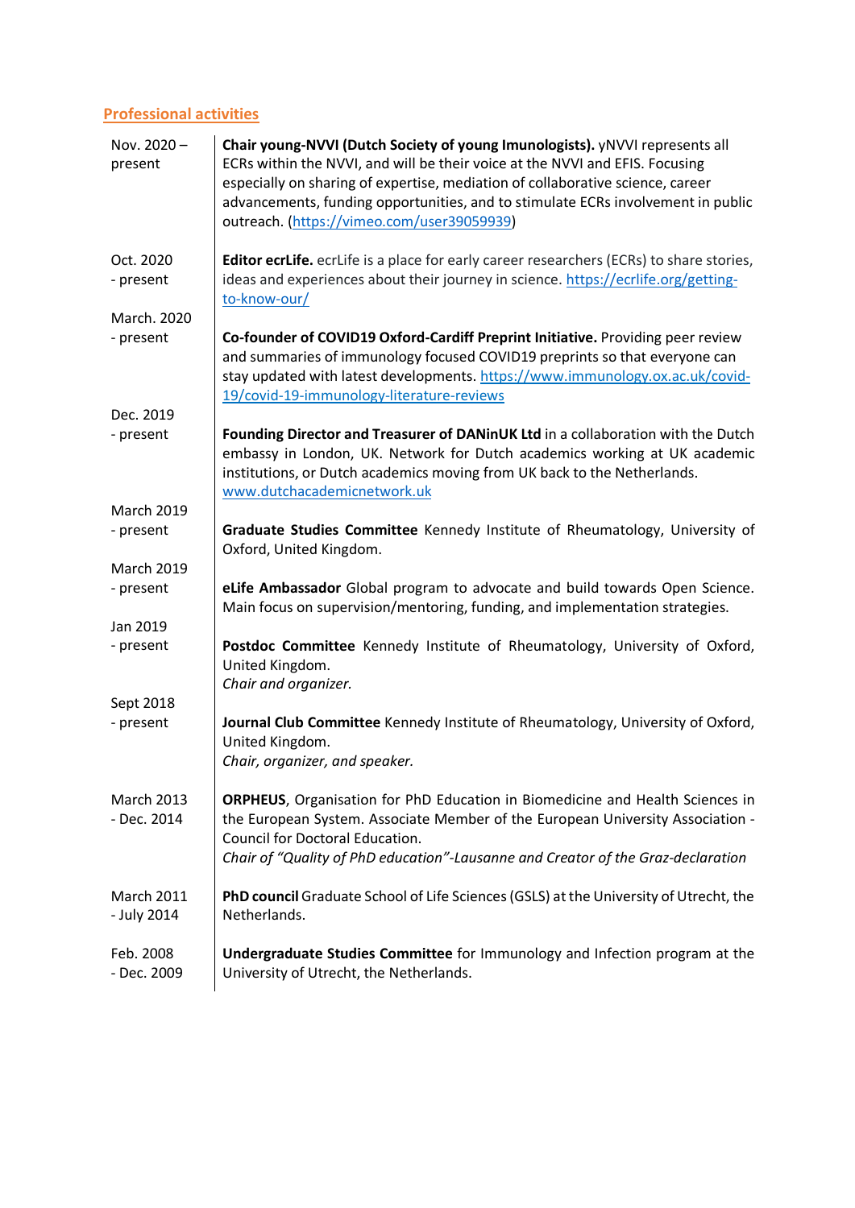## Professional activities

| | |
|---|---|
| Nov. 2020 – present | **Chair young-NVVI (Dutch Society of young Imunologists).** yNVVI represents all ECRs within the NVVI, and will be their voice at the NVVI and EFIS. Focusing especially on sharing of expertise, mediation of collaborative science, career advancements, funding opportunities, and to stimulate ECRs involvement in public outreach. (https://vimeo.com/user39059939) |
| Oct. 2020 - present | **Editor ecrLife.** ecrLife is a place for early career researchers (ECRs) to share stories, ideas and experiences about their journey in science. https://ecrlife.org/getting-to-know-our/ |
| March. 2020 - present | **Co-founder of COVID19 Oxford-Cardiff Preprint Initiative.** Providing peer review and summaries of immunology focused COVID19 preprints so that everyone can stay updated with latest developments. https://www.immunology.ox.ac.uk/covid-19/covid-19-immunology-literature-reviews |
| Dec. 2019 - present | **Founding Director and Treasurer of DANinUK Ltd** in a collaboration with the Dutch embassy in London, UK. Network for Dutch academics working at UK academic institutions, or Dutch academics moving from UK back to the Netherlands. www.dutchacademicnetwork.uk |
| March 2019 - present | **Graduate Studies Committee** Kennedy Institute of Rheumatology, University of Oxford, United Kingdom. |
| March 2019 - present | **eLife Ambassador** Global program to advocate and build towards Open Science. Main focus on supervision/mentoring, funding, and implementation strategies. |
| Jan 2019 - present | **Postdoc Committee** Kennedy Institute of Rheumatology, University of Oxford, United Kingdom. *Chair and organizer.* |
| Sept 2018 - present | **Journal Club Committee** Kennedy Institute of Rheumatology, University of Oxford, United Kingdom. *Chair, organizer, and speaker.* |
| March 2013 - Dec. 2014 | **ORPHEUS**, Organisation for PhD Education in Biomedicine and Health Sciences in the European System. Associate Member of the European University Association - Council for Doctoral Education. *Chair of "Quality of PhD education"-Lausanne and Creator of the Graz-declaration* |
| March 2011 - July 2014 | **PhD council** Graduate School of Life Sciences (GSLS) at the University of Utrecht, the Netherlands. |
| Feb. 2008 - Dec. 2009 | **Undergraduate Studies Committee** for Immunology and Infection program at the University of Utrecht, the Netherlands. |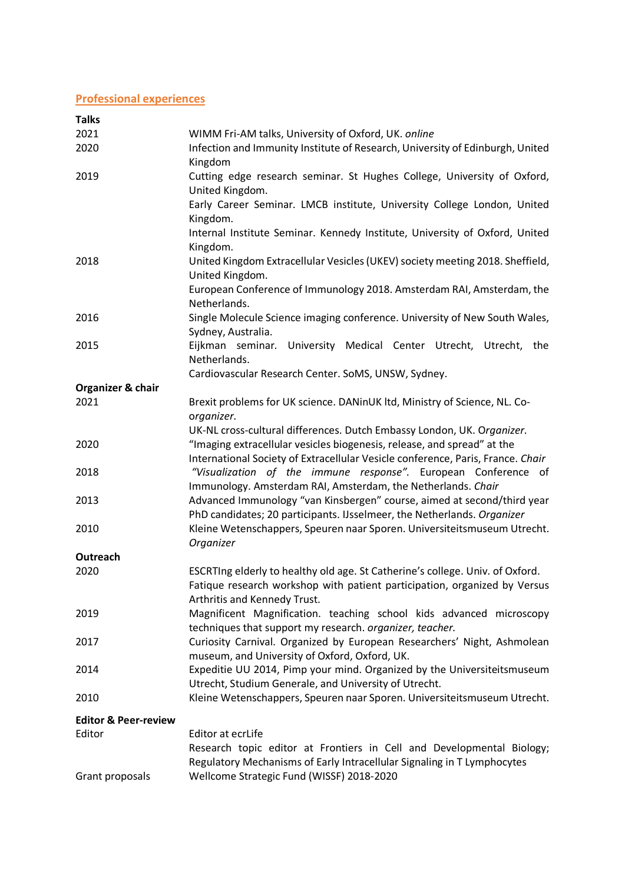## Professional experiences

**Talks**

| | |
|---|---|
| 2021 | WIMM Fri-AM talks, University of Oxford, UK. *online* |
| 2020 | Infection and Immunity Institute of Research, University of Edinburgh, United Kingdom |
| 2019 | Cutting edge research seminar. St Hughes College, University of Oxford, United Kingdom. |
| | Early Career Seminar. LMCB institute, University College London, United Kingdom. |
| | Internal Institute Seminar. Kennedy Institute, University of Oxford, United Kingdom. |
| 2018 | United Kingdom Extracellular Vesicles (UKEV) society meeting 2018. Sheffield, United Kingdom. |
| | European Conference of Immunology 2018. Amsterdam RAI, Amsterdam, the Netherlands. |
| 2016 | Single Molecule Science imaging conference. University of New South Wales, Sydney, Australia. |
| 2015 | Eijkman seminar. University Medical Center Utrecht, Utrecht, the Netherlands. |
| | Cardiovascular Research Center. SoMS, UNSW, Sydney. |

**Organizer & chair**

| | |
|---|---|
| 2021 | Brexit problems for UK science. DANinUK ltd, Ministry of Science, NL. *Co-organizer.* |
| | UK-NL cross-cultural differences. Dutch Embassy London, UK. *Organizer.* |
| 2020 | "Imaging extracellular vesicles biogenesis, release, and spread" at the International Society of Extracellular Vesicle conference, Paris, France. *Chair* |
| 2018 | *"Visualization of the immune response".* European Conference of Immunology. Amsterdam RAI, Amsterdam, the Netherlands. *Chair* |
| 2013 | Advanced Immunology "van Kinsbergen" course, aimed at second/third year PhD candidates; 20 participants. IJsselmeer, the Netherlands. *Organizer* |
| 2010 | Kleine Wetenschappers, Speuren naar Sporen. Universiteitsmuseum Utrecht. *Organizer* |

**Outreach**

| | |
|---|---|
| 2020 | ESCRTIng elderly to healthy old age. St Catherine's college. Univ. of Oxford. |
| | Fatique research workshop with patient participation, organized by Versus Arthritis and Kennedy Trust. |
| 2019 | Magnificent Magnification. teaching school kids advanced microscopy techniques that support my research. *organizer, teacher.* |
| 2017 | Curiosity Carnival. Organized by European Researchers' Night, Ashmolean museum, and University of Oxford, Oxford, UK. |
| 2014 | Expeditie UU 2014, Pimp your mind. Organized by the Universiteitsmuseum Utrecht, Studium Generale, and University of Utrecht. |
| 2010 | Kleine Wetenschappers, Speuren naar Sporen. Universiteitsmuseum Utrecht. |

**Editor & Peer-review**

| | |
|---|---|
| Editor | Editor at ecrLife |
| | Research topic editor at Frontiers in Cell and Developmental Biology; Regulatory Mechanisms of Early Intracellular Signaling in T Lymphocytes |
| Grant proposals | Wellcome Strategic Fund (WISSF) 2018-2020 |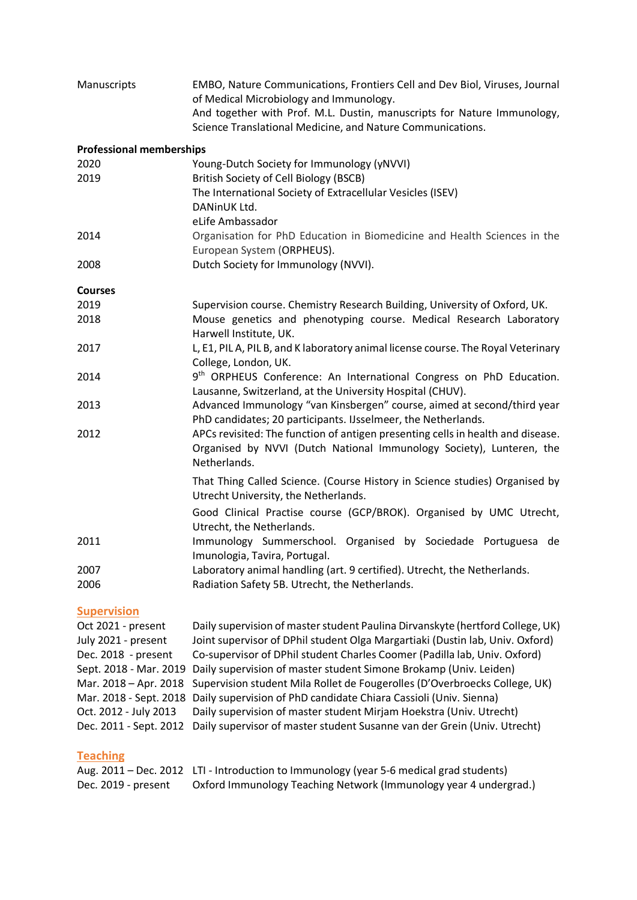| | |
|---|---|
| Manuscripts | EMBO, Nature Communications, Frontiers Cell and Dev Biol, Viruses, Journal of Medical Microbiology and Immunology. And together with Prof. M.L. Dustin, manuscripts for Nature Immunology, Science Translational Medicine, and Nature Communications. |

**Professional memberships**

| | |
|---|---|
| 2020 | Young-Dutch Society for Immunology (yNVVI) |
| 2019 | British Society of Cell Biology (BSCB) |
| | The International Society of Extracellular Vesicles (ISEV) |
| | DANinUK Ltd. |
| | eLife Ambassador |
| 2014 | Organisation for PhD Education in Biomedicine and Health Sciences in the European System (ORPHEUS). |
| 2008 | Dutch Society for Immunology (NVVI). |

**Courses**

| | |
|---|---|
| 2019 | Supervision course. Chemistry Research Building, University of Oxford, UK. |
| 2018 | Mouse genetics and phenotyping course. Medical Research Laboratory Harwell Institute, UK. |
| 2017 | L, E1, PIL A, PIL B, and K laboratory animal license course. The Royal Veterinary College, London, UK. |
| 2014 | 9th ORPHEUS Conference: An International Congress on PhD Education. Lausanne, Switzerland, at the University Hospital (CHUV). |
| 2013 | Advanced Immunology "van Kinsbergen" course, aimed at second/third year PhD candidates; 20 participants. IJsselmeer, the Netherlands. |
| 2012 | APCs revisited: The function of antigen presenting cells in health and disease. Organised by NVVI (Dutch National Immunology Society), Lunteren, the Netherlands. |
| | That Thing Called Science. (Course History in Science studies) Organised by Utrecht University, the Netherlands. |
| | Good Clinical Practise course (GCP/BROK). Organised by UMC Utrecht, Utrecht, the Netherlands. |
| 2011 | Immunology Summerschool. Organised by Sociedade Portuguesa de Imunologia, Tavira, Portugal. |
| 2007 | Laboratory animal handling (art. 9 certified). Utrecht, the Netherlands. |
| 2006 | Radiation Safety 5B. Utrecht, the Netherlands. |

## Supervision

| | |
|---|---|
| Oct 2021 - present | Daily supervision of master student Paulina Dirvanskyte (hertford College, UK) |
| July 2021 - present | Joint supervisor of DPhil student Olga Margartiaki (Dustin lab, Univ. Oxford) |
| Dec. 2018 - present | Co-supervisor of DPhil student Charles Coomer (Padilla lab, Univ. Oxford) |
| Sept. 2018 - Mar. 2019 | Daily supervision of master student Simone Brokamp (Univ. Leiden) |
| Mar. 2018 – Apr. 2018 | Supervision student Mila Rollet de Fougerolles (D'Overbroecks College, UK) |
| Mar. 2018 - Sept. 2018 | Daily supervision of PhD candidate Chiara Cassioli (Univ. Sienna) |
| Oct. 2012 - July 2013 | Daily supervision of master student Mirjam Hoekstra (Univ. Utrecht) |
| Dec. 2011 - Sept. 2012 | Daily supervisor of master student Susanne van der Grein (Univ. Utrecht) |

## Teaching

| | |
|---|---|
| Aug. 2011 – Dec. 2012 | LTI - Introduction to Immunology (year 5-6 medical grad students) |
| Dec. 2019 - present | Oxford Immunology Teaching Network (Immunology year 4 undergrad.) |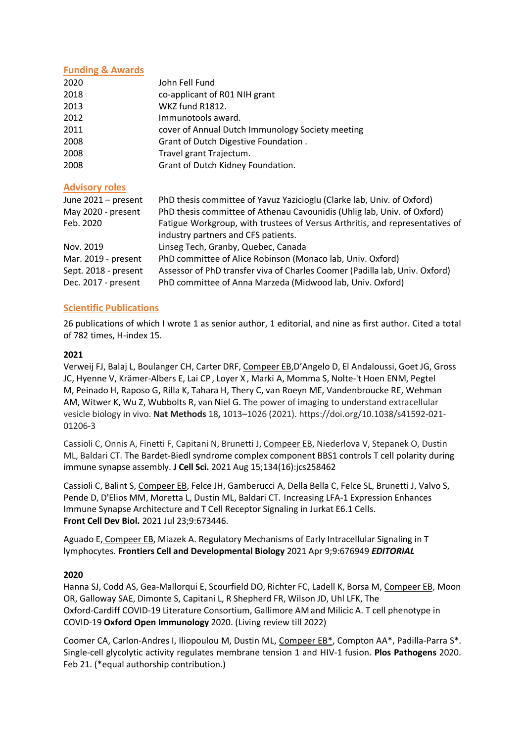## Funding & Awards

| | |
|---|---|
| 2020 | John Fell Fund |
| 2018 | co-applicant of R01 NIH grant |
| 2013 | WKZ fund R1812. |
| 2012 | Immunotools award. |
| 2011 | cover of Annual Dutch Immunology Society meeting |
| 2008 | Grant of Dutch Digestive Foundation . |
| 2008 | Travel grant Trajectum. |
| 2008 | Grant of Dutch Kidney Foundation. |

## Advisory roles

| | |
|---|---|
| June 2021 – present | PhD thesis committee of Yavuz Yazicioglu (Clarke lab, Univ. of Oxford) |
| May 2020 - present | PhD thesis committee of Athenau Cavounidis (Uhlig lab, Univ. of Oxford) |
| Feb. 2020 | Fatigue Workgroup, with trustees of Versus Arthritis, and representatives of industry partners and CFS patients. |
| Nov. 2019 | Linseg Tech, Granby, Quebec, Canada |
| Mar. 2019 - present | PhD committee of Alice Robinson (Monaco lab, Univ. Oxford) |
| Sept. 2018 - present | Assessor of PhD transfer viva of Charles Coomer (Padilla lab, Univ. Oxford) |
| Dec. 2017 - present | PhD committee of Anna Marzeda (Midwood lab, Univ. Oxford) |

## Scientific Publications

26 publications of which I wrote 1 as senior author, 1 editorial, and nine as first author. Cited a total of 782 times, H-index 15.

**2021**

Verweij FJ, Balaj L, Boulanger CH, Carter DRF, Compeer EB,D'Angelo D, El Andaloussi, Goet JG, Gross JC, Hyenne V, Krämer-Albers E, Lai CP , Loyer X , Marki A, Momma S, Nolte-'t Hoen ENM, Pegtel M, Peinado H, Raposo G, Rilla K, Tahara H, Thery C, van Roeyn ME, Vandenbroucke RE, Wehman AM, Witwer K, Wu Z, Wubbolts R, van Niel G. The power of imaging to understand extracellular vesicle biology in vivo. **Nat Methods** 18**,** 1013–1026 (2021). https://doi.org/10.1038/s41592-021-01206-3

Cassioli C, Onnis A, Finetti F, Capitani N, Brunetti J, Compeer EB, Niederlova V, Stepanek O, Dustin ML, Baldari CT. The Bardet-Biedl syndrome complex component BBS1 controls T cell polarity during immune synapse assembly. **J Cell Sci.** 2021 Aug 15;134(16):jcs258462

Cassioli C, Balint S, Compeer EB, Felce JH, Gamberucci A, Della Bella C, Felce SL, Brunetti J, Valvo S, Pende D, D'Elios MM, Moretta L, Dustin ML, Baldari CT. Increasing LFA-1 Expression Enhances Immune Synapse Architecture and T Cell Receptor Signaling in Jurkat E6.1 Cells. **Front Cell Dev Biol.** 2021 Jul 23;9:673446.

Aguado E, Compeer EB, Miazek A. Regulatory Mechanisms of Early Intracellular Signaling in T lymphocytes. **Frontiers Cell and Developmental Biology** 2021 Apr 9;9:676949 ***EDITORIAL***

**2020**

Hanna SJ, Codd AS, Gea-Mallorqui E, Scourfield DO, Richter FC, Ladell K, Borsa M, Compeer EB, Moon OR, Galloway SAE, Dimonte S, Capitani L, R Shepherd FR, Wilson JD, Uhl LFK, The Oxford-Cardiff COVID-19 Literature Consortium, Gallimore AM and Milicic A. T cell phenotype in COVID-19 **Oxford Open Immunology** 2020. (Living review till 2022)

Coomer CA, Carlon-Andres I, Iliopoulou M, Dustin ML, Compeer EB*, Compton AA*, Padilla-Parra S*. Single-cell glycolytic activity regulates membrane tension 1 and HIV-1 fusion. **Plos Pathogens** 2020. Feb 21. (*equal authorship contribution.)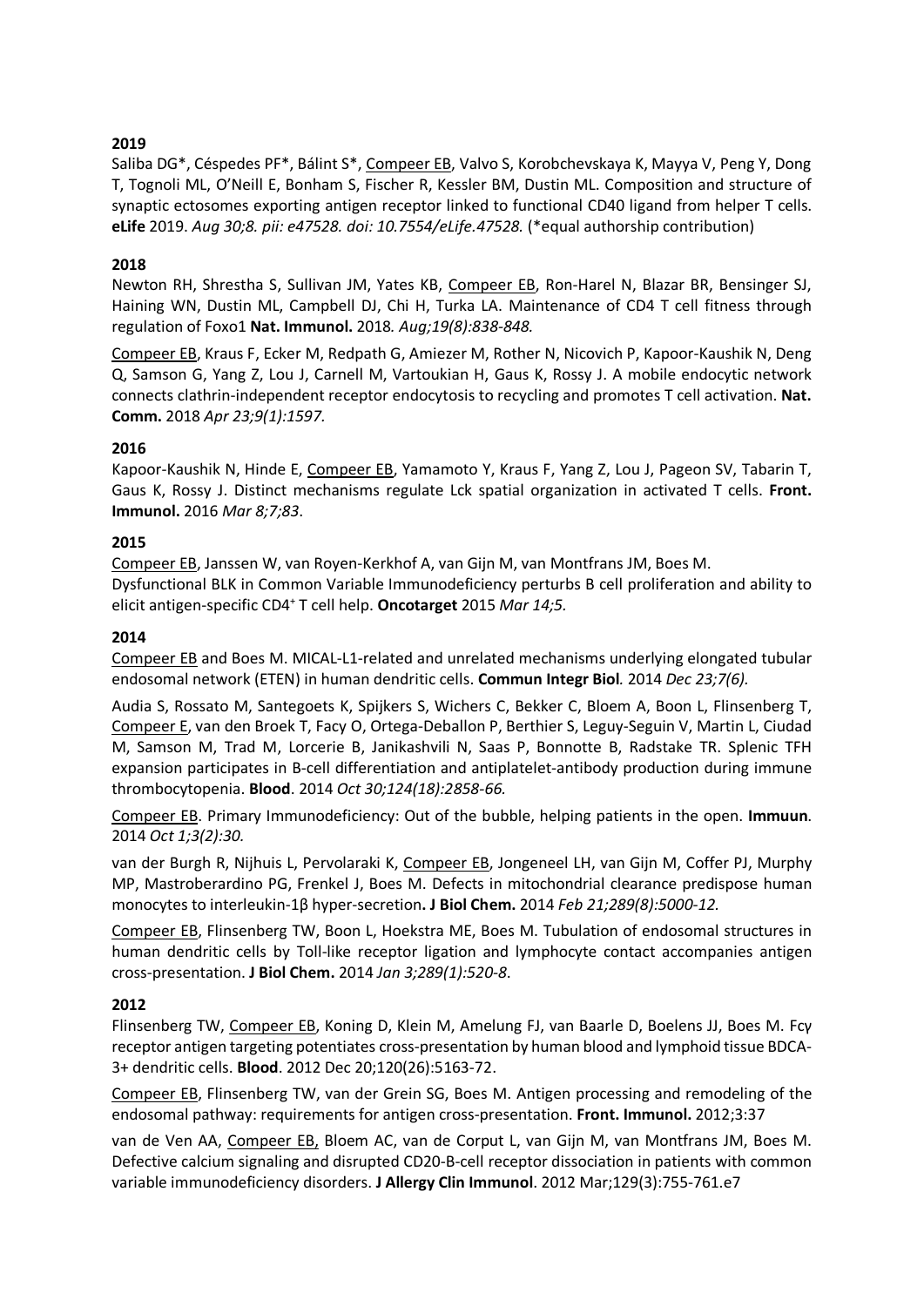**2019**

Saliba DG*, Céspedes PF*, Bálint S*, Compeer EB, Valvo S, Korobchevskaya K, Mayya V, Peng Y, Dong T, Tognoli ML, O'Neill E, Bonham S, Fischer R, Kessler BM, Dustin ML. Composition and structure of synaptic ectosomes exporting antigen receptor linked to functional CD40 ligand from helper T cells. **eLife** 2019. *Aug 30;8. pii: e47528. doi: 10.7554/eLife.47528.* (*equal authorship contribution)

**2018**

Newton RH, Shrestha S, Sullivan JM, Yates KB, Compeer EB, Ron-Harel N, Blazar BR, Bensinger SJ, Haining WN, Dustin ML, Campbell DJ, Chi H, Turka LA. Maintenance of CD4 T cell fitness through regulation of Foxo1 **Nat. Immunol.** 2018*. Aug;19(8):838-848.*

Compeer EB, Kraus F, Ecker M, Redpath G, Amiezer M, Rother N, Nicovich P, Kapoor-Kaushik N, Deng Q, Samson G, Yang Z, Lou J, Carnell M, Vartoukian H, Gaus K, Rossy J. A mobile endocytic network connects clathrin-independent receptor endocytosis to recycling and promotes T cell activation. **Nat. Comm.** 2018 *Apr 23;9(1):1597.*

**2016**

Kapoor-Kaushik N, Hinde E, Compeer EB, Yamamoto Y, Kraus F, Yang Z, Lou J, Pageon SV, Tabarin T, Gaus K, Rossy J. Distinct mechanisms regulate Lck spatial organization in activated T cells. **Front. Immunol.** 2016 *Mar 8;7;83*.

**2015**

Compeer EB, Janssen W, van Royen-Kerkhof A, van Gijn M, van Montfrans JM, Boes M.
Dysfunctional BLK in Common Variable Immunodeficiency perturbs B cell proliferation and ability to elicit antigen-specific CD4+ T cell help. **Oncotarget** 2015 *Mar 14;5.*

**2014**

Compeer EB and Boes M. MICAL-L1-related and unrelated mechanisms underlying elongated tubular endosomal network (ETEN) in human dendritic cells. **Commun Integr Biol***.* 2014 *Dec 23;7(6).*

Audia S, Rossato M, Santegoets K, Spijkers S, Wichers C, Bekker C, Bloem A, Boon L, Flinsenberg T, Compeer E, van den Broek T, Facy O, Ortega-Deballon P, Berthier S, Leguy-Seguin V, Martin L, Ciudad M, Samson M, Trad M, Lorcerie B, Janikashvili N, Saas P, Bonnotte B, Radstake TR. Splenic TFH expansion participates in B-cell differentiation and antiplatelet-antibody production during immune thrombocytopenia. **Blood**. 2014 *Oct 30;124(18):2858-66.*

Compeer EB. Primary Immunodeficiency: Out of the bubble, helping patients in the open. **Immuun**. 2014 *Oct 1;3(2):30.*

van der Burgh R, Nijhuis L, Pervolaraki K, Compeer EB, Jongeneel LH, van Gijn M, Coffer PJ, Murphy MP, Mastroberardino PG, Frenkel J, Boes M. Defects in mitochondrial clearance predispose human monocytes to interleukin-1β hyper-secretion**. J Biol Chem.** 2014 *Feb 21;289(8):5000-12.*

Compeer EB, Flinsenberg TW, Boon L, Hoekstra ME, Boes M. Tubulation of endosomal structures in human dendritic cells by Toll-like receptor ligation and lymphocyte contact accompanies antigen cross-presentation. **J Biol Chem.** 2014 *Jan 3;289(1):520-8*.

**2012**

Flinsenberg TW, Compeer EB, Koning D, Klein M, Amelung FJ, van Baarle D, Boelens JJ, Boes M. Fcγ receptor antigen targeting potentiates cross-presentation by human blood and lymphoid tissue BDCA-3+ dendritic cells. **Blood**. 2012 Dec 20;120(26):5163-72.

Compeer EB, Flinsenberg TW, van der Grein SG, Boes M. Antigen processing and remodeling of the endosomal pathway: requirements for antigen cross-presentation. **Front. Immunol.** 2012;3:37

van de Ven AA, Compeer EB, Bloem AC, van de Corput L, van Gijn M, van Montfrans JM, Boes M. Defective calcium signaling and disrupted CD20-B-cell receptor dissociation in patients with common variable immunodeficiency disorders. **J Allergy Clin Immunol**. 2012 Mar;129(3):755-761.e7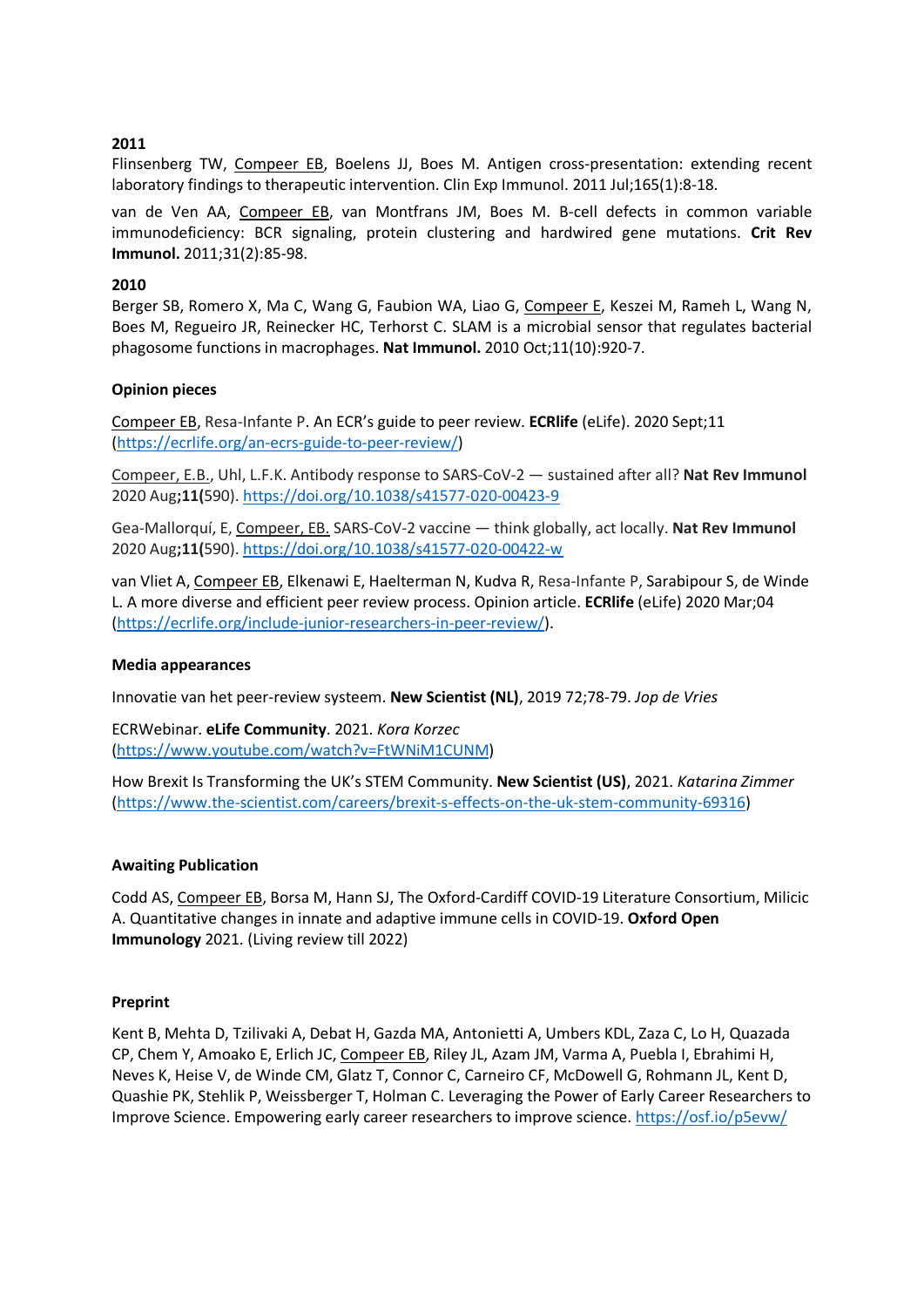**2011**

Flinsenberg TW, <u>Compeer EB</u>, Boelens JJ, Boes M. Antigen cross-presentation: extending recent laboratory findings to therapeutic intervention. Clin Exp Immunol. 2011 Jul;165(1):8-18.

van de Ven AA, <u>Compeer EB</u>, van Montfrans JM, Boes M. B-cell defects in common variable immunodeficiency: BCR signaling, protein clustering and hardwired gene mutations. **Crit Rev Immunol.** 2011;31(2):85-98.

**2010**

Berger SB, Romero X, Ma C, Wang G, Faubion WA, Liao G, <u>Compeer E</u>, Keszei M, Rameh L, Wang N, Boes M, Regueiro JR, Reinecker HC, Terhorst C. SLAM is a microbial sensor that regulates bacterial phagosome functions in macrophages. **Nat Immunol.** 2010 Oct;11(10):920-7.

**Opinion pieces**

<u>Compeer EB</u>, Resa-Infante P. An ECR's guide to peer review. **ECRlife** (eLife). 2020 Sept;11 (https://ecrlife.org/an-ecrs-guide-to-peer-review/)

<u>Compeer, E.B.</u>, Uhl, L.F.K. Antibody response to SARS-CoV-2 — sustained after all? **Nat Rev Immunol** 2020 Aug**;11(**590). https://doi.org/10.1038/s41577-020-00423-9

Gea-Mallorquí, E, <u>Compeer, EB.</u> SARS-CoV-2 vaccine — think globally, act locally. **Nat Rev Immunol** 2020 Aug**;11(**590). https://doi.org/10.1038/s41577-020-00422-w

van Vliet A, <u>Compeer EB</u>, Elkenawi E, Haelterman N, Kudva R, Resa-Infante P, Sarabipour S, de Winde L. A more diverse and efficient peer review process. Opinion article. **ECRlife** (eLife) 2020 Mar;04 (https://ecrlife.org/include-junior-researchers-in-peer-review/).

**Media appearances**

Innovatie van het peer-review systeem. **New Scientist (NL)**, 2019 72;78-79. *Jop de Vries*

ECRWebinar. **eLife Community**. 2021. *Kora Korzec* (https://www.youtube.com/watch?v=FtWNiM1CUNM)

How Brexit Is Transforming the UK's STEM Community. **New Scientist (US)**, 2021. *Katarina Zimmer* (https://www.the-scientist.com/careers/brexit-s-effects-on-the-uk-stem-community-69316)

**Awaiting Publication**

Codd AS, <u>Compeer EB</u>, Borsa M, Hann SJ, The Oxford-Cardiff COVID-19 Literature Consortium, Milicic A. Quantitative changes in innate and adaptive immune cells in COVID-19. **Oxford Open Immunology** 2021. (Living review till 2022)

**Preprint**

Kent B, Mehta D, Tzilivaki A, Debat H, Gazda MA, Antonietti A, Umbers KDL, Zaza C, Lo H, Quazada CP, Chem Y, Amoako E, Erlich JC, <u>Compeer EB</u>, Riley JL, Azam JM, Varma A, Puebla I, Ebrahimi H, Neves K, Heise V, de Winde CM, Glatz T, Connor C, Carneiro CF, McDowell G, Rohmann JL, Kent D, Quashie PK, Stehlik P, Weissberger T, Holman C. Leveraging the Power of Early Career Researchers to Improve Science. Empowering early career researchers to improve science. https://osf.io/p5evw/